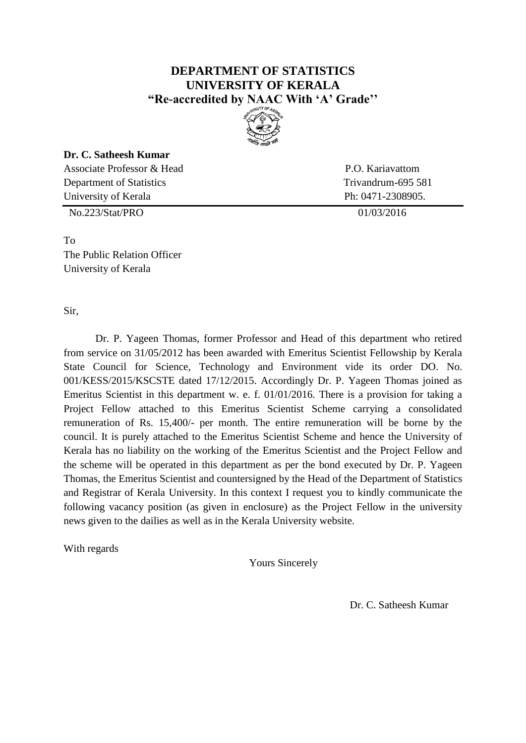# DEPARTMENT OF STATISTICS
# UNIVERSITY OF KERALA
## "Re-accredited by NAAC With 'A' Grade''

**Dr. C. Satheesh Kumar**

Associate Professor & Head
Department of Statistics
University of Kerala

P.O. Kariavattom
Trivandrum-695 581
Ph: 0471-2308905.

No.223/Stat/PRO 01/03/2016

To
The Public Relation Officer
University of Kerala

Sir,

Dr. P. Yageen Thomas, former Professor and Head of this department who retired from service on 31/05/2012 has been awarded with Emeritus Scientist Fellowship by Kerala State Council for Science, Technology and Environment vide its order DO. No. 001/KESS/2015/KSCSTE dated 17/12/2015. Accordingly Dr. P. Yageen Thomas joined as Emeritus Scientist in this department w. e. f. 01/01/2016. There is a provision for taking a Project Fellow attached to this Emeritus Scientist Scheme carrying a consolidated remuneration of Rs. 15,400/- per month. The entire remuneration will be borne by the council. It is purely attached to the Emeritus Scientist Scheme and hence the University of Kerala has no liability on the working of the Emeritus Scientist and the Project Fellow and the scheme will be operated in this department as per the bond executed by Dr. P. Yageen Thomas, the Emeritus Scientist and countersigned by the Head of the Department of Statistics and Registrar of Kerala University. In this context I request you to kindly communicate the following vacancy position (as given in enclosure) as the Project Fellow in the university news given to the dailies as well as in the Kerala University website.

With regards

Yours Sincerely

Dr. C. Satheesh Kumar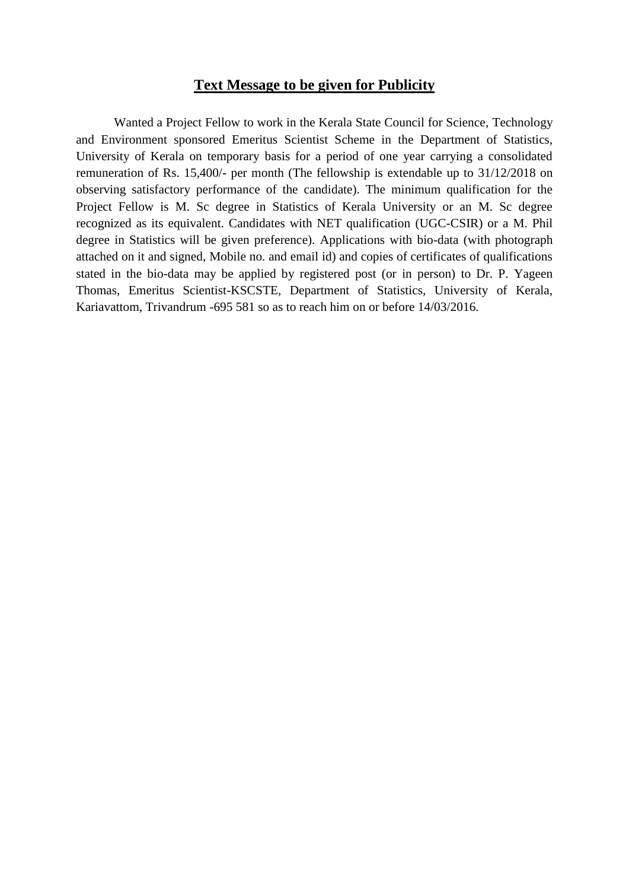## Text Message to be given for Publicity

Wanted a Project Fellow to work in the Kerala State Council for Science, Technology and Environment sponsored Emeritus Scientist Scheme in the Department of Statistics, University of Kerala on temporary basis for a period of one year carrying a consolidated remuneration of Rs. 15,400/- per month (The fellowship is extendable up to 31/12/2018 on observing satisfactory performance of the candidate). The minimum qualification for the Project Fellow is M. Sc degree in Statistics of Kerala University or an M. Sc degree recognized as its equivalent. Candidates with NET qualification (UGC-CSIR) or a M. Phil degree in Statistics will be given preference). Applications with bio-data (with photograph attached on it and signed, Mobile no. and email id) and copies of certificates of qualifications stated in the bio-data may be applied by registered post (or in person) to Dr. P. Yageen Thomas, Emeritus Scientist-KSCSTE, Department of Statistics, University of Kerala, Kariavattom, Trivandrum -695 581 so as to reach him on or before 14/03/2016.